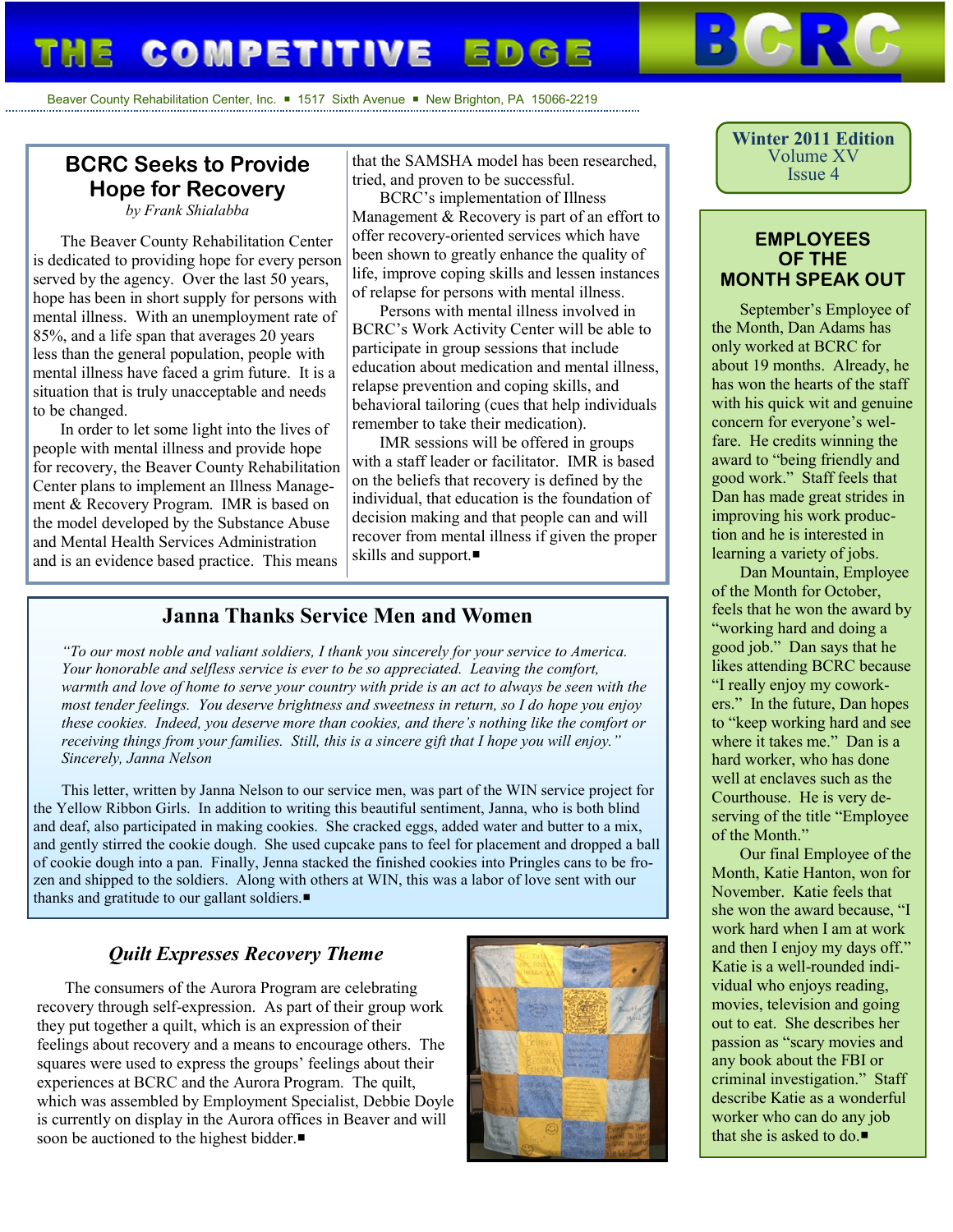# THE COMPETITIVE EDGE

**BCRC**

Beaver County Rehabilitation Center, Inc. ■ 1517 Sixth Avenue ■ New Brighton, PA 15066-2219

**Winter 2011 Edition**
Volume XV
Issue 4

## BCRC Seeks to Provide Hope for Recovery

*by Frank Shialabba*

The Beaver County Rehabilitation Center is dedicated to providing hope for every person served by the agency. Over the last 50 years, hope has been in short supply for persons with mental illness. With an unemployment rate of 85%, and a life span that averages 20 years less than the general population, people with mental illness have faced a grim future. It is a situation that is truly unacceptable and needs to be changed.

In order to let some light into the lives of people with mental illness and provide hope for recovery, the Beaver County Rehabilitation Center plans to implement an Illness Management & Recovery Program. IMR is based on the model developed by the Substance Abuse and Mental Health Services Administration and is an evidence based practice. This means that the SAMSHA model has been researched, tried, and proven to be successful.

BCRC's implementation of Illness Management & Recovery is part of an effort to offer recovery-oriented services which have been shown to greatly enhance the quality of life, improve coping skills and lessen instances of relapse for persons with mental illness.

Persons with mental illness involved in BCRC's Work Activity Center will be able to participate in group sessions that include education about medication and mental illness, relapse prevention and coping skills, and behavioral tailoring (cues that help individuals remember to take their medication).

IMR sessions will be offered in groups with a staff leader or facilitator. IMR is based on the beliefs that recovery is defined by the individual, that education is the foundation of decision making and that people can and will recover from mental illness if given the proper skills and support.■

## Janna Thanks Service Men and Women

*"To our most noble and valiant soldiers, I thank you sincerely for your service to America. Your honorable and selfless service is ever to be so appreciated. Leaving the comfort, warmth and love of home to serve your country with pride is an act to always be seen with the most tender feelings. You deserve brightness and sweetness in return, so I do hope you enjoy these cookies. Indeed, you deserve more than cookies, and there's nothing like the comfort or receiving things from your families. Still, this is a sincere gift that I hope you will enjoy." Sincerely, Janna Nelson*

This letter, written by Janna Nelson to our service men, was part of the WIN service project for the Yellow Ribbon Girls. In addition to writing this beautiful sentiment, Janna, who is both blind and deaf, also participated in making cookies. She cracked eggs, added water and butter to a mix, and gently stirred the cookie dough. She used cupcake pans to feel for placement and dropped a ball of cookie dough into a pan. Finally, Jenna stacked the finished cookies into Pringles cans to be frozen and shipped to the soldiers. Along with others at WIN, this was a labor of love sent with our thanks and gratitude to our gallant soldiers.■

## *Quilt Expresses Recovery Theme*

The consumers of the Aurora Program are celebrating recovery through self-expression. As part of their group work they put together a quilt, which is an expression of their feelings about recovery and a means to encourage others. The squares were used to express the groups' feelings about their experiences at BCRC and the Aurora Program. The quilt, which was assembled by Employment Specialist, Debbie Doyle is currently on display in the Aurora offices in Beaver and will soon be auctioned to the highest bidder.■

## EMPLOYEES OF THE MONTH SPEAK OUT

September's Employee of the Month, Dan Adams has only worked at BCRC for about 19 months. Already, he has won the hearts of the staff with his quick wit and genuine concern for everyone's welfare. He credits winning the award to "being friendly and good work." Staff feels that Dan has made great strides in improving his work production and he is interested in learning a variety of jobs.

Dan Mountain, Employee of the Month for October, feels that he won the award by "working hard and doing a good job." Dan says that he likes attending BCRC because "I really enjoy my coworkers." In the future, Dan hopes to "keep working hard and see where it takes me." Dan is a hard worker, who has done well at enclaves such as the Courthouse. He is very deserving of the title "Employee of the Month."

Our final Employee of the Month, Katie Hanton, won for November. Katie feels that she won the award because, "I work hard when I am at work and then I enjoy my days off." Katie is a well-rounded individual who enjoys reading, movies, television and going out to eat. She describes her passion as "scary movies and any book about the FBI or criminal investigation." Staff describe Katie as a wonderful worker who can do any job that she is asked to do.■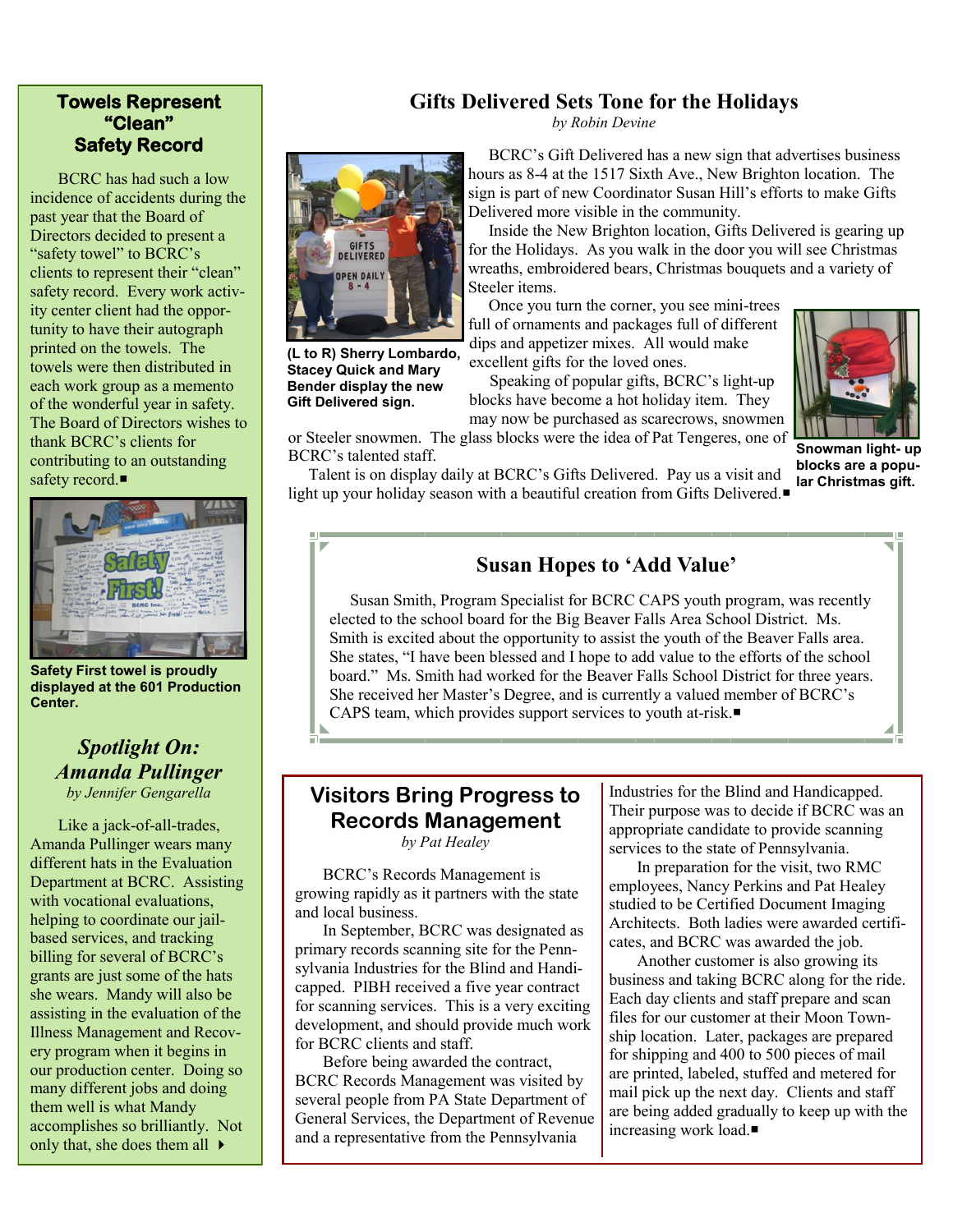## Towels Represent "Clean" Safety Record

BCRC has had such a low incidence of accidents during the past year that the Board of Directors decided to present a "safety towel" to BCRC's clients to represent their "clean" safety record. Every work activity center client had the opportunity to have their autograph printed on the towels. The towels were then distributed in each work group as a memento of the wonderful year in safety. The Board of Directors wishes to thank BCRC's clients for contributing to an outstanding safety record.■

**Safety First towel is proudly displayed at the 601 Production Center.**

## *Spotlight On: Amanda Pullinger*

*by Jennifer Gengarella*

Like a jack-of-all-trades, Amanda Pullinger wears many different hats in the Evaluation Department at BCRC. Assisting with vocational evaluations, helping to coordinate our jail-based services, and tracking billing for several of BCRC's grants are just some of the hats she wears. Mandy will also be assisting in the evaluation of the Illness Management and Recovery program when it begins in our production center. Doing so many different jobs and doing them well is what Mandy accomplishes so brilliantly. Not only that, she does them all ▸

## Gifts Delivered Sets Tone for the Holidays

*by Robin Devine*

**(L to R) Sherry Lombardo, Stacey Quick and Mary Bender display the new Gift Delivered sign.**

BCRC's Gift Delivered has a new sign that advertises business hours as 8-4 at the 1517 Sixth Ave., New Brighton location. The sign is part of new Coordinator Susan Hill's efforts to make Gifts Delivered more visible in the community.

Inside the New Brighton location, Gifts Delivered is gearing up for the Holidays. As you walk in the door you will see Christmas wreaths, embroidered bears, Christmas bouquets and a variety of Steeler items.

Once you turn the corner, you see mini-trees full of ornaments and packages full of different dips and appetizer mixes. All would make excellent gifts for the loved ones.

Speaking of popular gifts, BCRC's light-up blocks have become a hot holiday item. They may now be purchased as scarecrows, snowmen or Steeler snowmen. The glass blocks were the idea of Pat Tengeres, one of BCRC's talented staff.

Talent is on display daily at BCRC's Gifts Delivered. Pay us a visit and light up your holiday season with a beautiful creation from Gifts Delivered.■

**Snowman light- up blocks are a popular Christmas gift.**

## Susan Hopes to 'Add Value'

Susan Smith, Program Specialist for BCRC CAPS youth program, was recently elected to the school board for the Big Beaver Falls Area School District. Ms. Smith is excited about the opportunity to assist the youth of the Beaver Falls area. She states, "I have been blessed and I hope to add value to the efforts of the school board." Ms. Smith had worked for the Beaver Falls School District for three years. She received her Master's Degree, and is currently a valued member of BCRC's CAPS team, which provides support services to youth at-risk.■

## Visitors Bring Progress to Records Management

*by Pat Healey*

BCRC's Records Management is growing rapidly as it partners with the state and local business.

In September, BCRC was designated as primary records scanning site for the Pennsylvania Industries for the Blind and Handicapped. PIBH received a five year contract for scanning services. This is a very exciting development, and should provide much work for BCRC clients and staff.

Before being awarded the contract, BCRC Records Management was visited by several people from PA State Department of General Services, the Department of Revenue and a representative from the Pennsylvania Industries for the Blind and Handicapped. Their purpose was to decide if BCRC was an appropriate candidate to provide scanning services to the state of Pennsylvania.

In preparation for the visit, two RMC employees, Nancy Perkins and Pat Healey studied to be Certified Document Imaging Architects. Both ladies were awarded certificates, and BCRC was awarded the job.

Another customer is also growing its business and taking BCRC along for the ride. Each day clients and staff prepare and scan files for our customer at their Moon Township location. Later, packages are prepared for shipping and 400 to 500 pieces of mail are printed, labeled, stuffed and metered for mail pick up the next day. Clients and staff are being added gradually to keep up with the increasing work load.■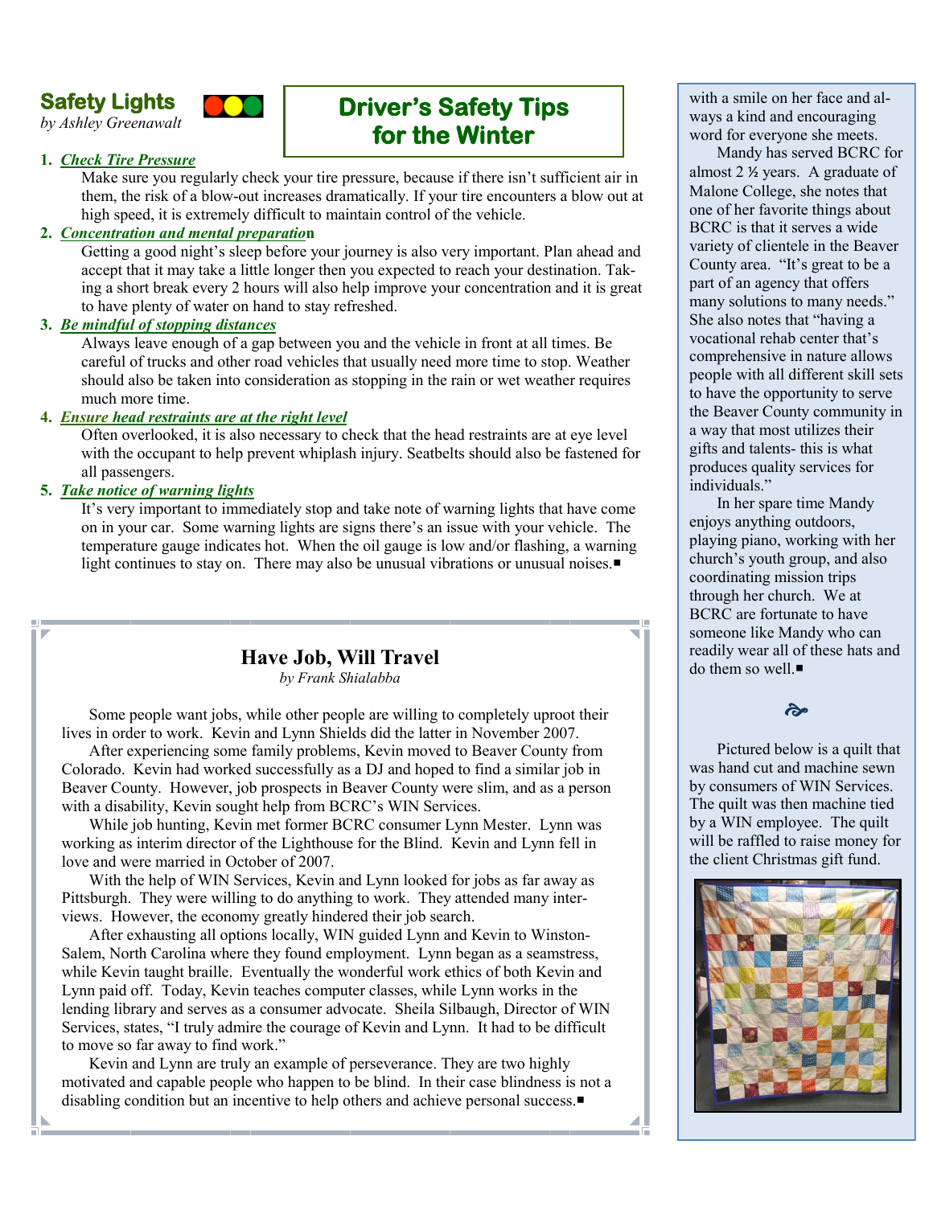## Safety Lights

*by Ashley Greenawalt*

## Driver's Safety Tips for the Winter

1. ***Check Tire Pressure***

   Make sure you regularly check your tire pressure, because if there isn't sufficient air in them, the risk of a blow-out increases dramatically. If your tire encounters a blow out at high speed, it is extremely difficult to maintain control of the vehicle.

2. ***Concentration and mental preparation***

   Getting a good night's sleep before your journey is also very important. Plan ahead and accept that it may take a little longer then you expected to reach your destination. Taking a short break every 2 hours will also help improve your concentration and it is great to have plenty of water on hand to stay refreshed.

3. ***Be mindful of stopping distances***

   Always leave enough of a gap between you and the vehicle in front at all times. Be careful of trucks and other road vehicles that usually need more time to stop. Weather should also be taken into consideration as stopping in the rain or wet weather requires much more time.

4. ***Ensure head restraints are at the right level***

   Often overlooked, it is also necessary to check that the head restraints are at eye level with the occupant to help prevent whiplash injury. Seatbelts should also be fastened for all passengers.

5. ***Take notice of warning lights***

   It's very important to immediately stop and take note of warning lights that have come on in your car. Some warning lights are signs there's an issue with your vehicle. The temperature gauge indicates hot. When the oil gauge is low and/or flashing, a warning light continues to stay on. There may also be unusual vibrations or unusual noises.■

## Have Job, Will Travel

*by Frank Shialabba*

Some people want jobs, while other people are willing to completely uproot their lives in order to work. Kevin and Lynn Shields did the latter in November 2007.

After experiencing some family problems, Kevin moved to Beaver County from Colorado. Kevin had worked successfully as a DJ and hoped to find a similar job in Beaver County. However, job prospects in Beaver County were slim, and as a person with a disability, Kevin sought help from BCRC's WIN Services.

While job hunting, Kevin met former BCRC consumer Lynn Mester. Lynn was working as interim director of the Lighthouse for the Blind. Kevin and Lynn fell in love and were married in October of 2007.

With the help of WIN Services, Kevin and Lynn looked for jobs as far away as Pittsburgh. They were willing to do anything to work. They attended many interviews. However, the economy greatly hindered their job search.

After exhausting all options locally, WIN guided Lynn and Kevin to Winston-Salem, North Carolina where they found employment. Lynn began as a seamstress, while Kevin taught braille. Eventually the wonderful work ethics of both Kevin and Lynn paid off. Today, Kevin teaches computer classes, while Lynn works in the lending library and serves as a consumer advocate. Sheila Silbaugh, Director of WIN Services, states, "I truly admire the courage of Kevin and Lynn. It had to be difficult to move so far away to find work."

Kevin and Lynn are truly an example of perseverance. They are two highly motivated and capable people who happen to be blind. In their case blindness is not a disabling condition but an incentive to help others and achieve personal success.■

with a smile on her face and always a kind and encouraging word for everyone she meets.

Mandy has served BCRC for almost 2 ½ years. A graduate of Malone College, she notes that one of her favorite things about BCRC is that it serves a wide variety of clientele in the Beaver County area. "It's great to be a part of an agency that offers many solutions to many needs." She also notes that "having a vocational rehab center that's comprehensive in nature allows people with all different skill sets to have the opportunity to serve the Beaver County community in a way that most utilizes their gifts and talents- this is what produces quality services for individuals."

In her spare time Mandy enjoys anything outdoors, playing piano, working with her church's youth group, and also coordinating mission trips through her church. We at BCRC are fortunate to have someone like Mandy who can readily wear all of these hats and do them so well.■

Pictured below is a quilt that was hand cut and machine sewn by consumers of WIN Services. The quilt was then machine tied by a WIN employee. The quilt will be raffled to raise money for the client Christmas gift fund.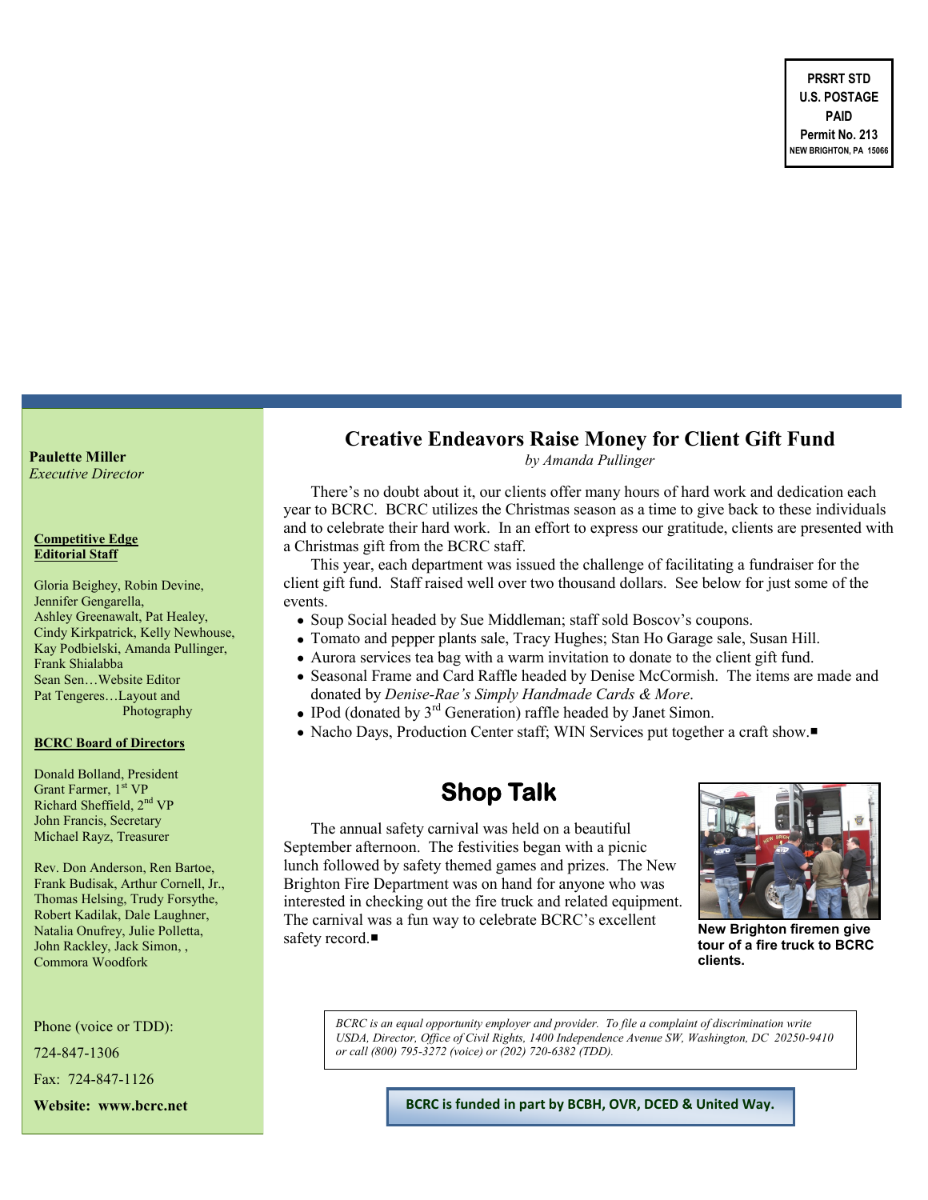PRSRT STD
U.S. POSTAGE
PAID
Permit No. 213
NEW BRIGHTON, PA 15066

**Paulette Miller**
*Executive Director*

**Competitive Edge Editorial Staff**

Gloria Beighey, Robin Devine, Jennifer Gengarella, Ashley Greenawalt, Pat Healey, Cindy Kirkpatrick, Kelly Newhouse, Kay Podbielski, Amanda Pullinger, Frank Shialabba
Sean Sen…Website Editor
Pat Tengeres…Layout and Photography

**BCRC Board of Directors**

Donald Bolland, President
Grant Farmer, 1st VP
Richard Sheffield, 2nd VP
John Francis, Secretary
Michael Rayz, Treasurer

Rev. Don Anderson, Ren Bartoe, Frank Budisak, Arthur Cornell, Jr., Thomas Helsing, Trudy Forsythe, Robert Kadilak, Dale Laughner, Natalia Onufrey, Julie Polletta, John Rackley, Jack Simon, , Commora Woodfork

Phone (voice or TDD):
724-847-1306
Fax: 724-847-1126
**Website: www.bcrc.net**

## Creative Endeavors Raise Money for Client Gift Fund

*by Amanda Pullinger*

There's no doubt about it, our clients offer many hours of hard work and dedication each year to BCRC. BCRC utilizes the Christmas season as a time to give back to these individuals and to celebrate their hard work. In an effort to express our gratitude, clients are presented with a Christmas gift from the BCRC staff.

This year, each department was issued the challenge of facilitating a fundraiser for the client gift fund. Staff raised well over two thousand dollars. See below for just some of the events.

- Soup Social headed by Sue Middleman; staff sold Boscov's coupons.
- Tomato and pepper plants sale, Tracy Hughes; Stan Ho Garage sale, Susan Hill.
- Aurora services tea bag with a warm invitation to donate to the client gift fund.
- Seasonal Frame and Card Raffle headed by Denise McCormish. The items are made and donated by *Denise-Rae's Simply Handmade Cards & More*.
- IPod (donated by 3rd Generation) raffle headed by Janet Simon.
- Nacho Days, Production Center staff; WIN Services put together a craft show.■

## Shop Talk

The annual safety carnival was held on a beautiful September afternoon. The festivities began with a picnic lunch followed by safety themed games and prizes. The New Brighton Fire Department was on hand for anyone who was interested in checking out the fire truck and related equipment. The carnival was a fun way to celebrate BCRC's excellent safety record.■

**New Brighton firemen give tour of a fire truck to BCRC clients.**

*BCRC is an equal opportunity employer and provider. To file a complaint of discrimination write USDA, Director, Office of Civil Rights, 1400 Independence Avenue SW, Washington, DC 20250-9410 or call (800) 795-3272 (voice) or (202) 720-6382 (TDD).*

**BCRC is funded in part by BCBH, OVR, DCED & United Way.**